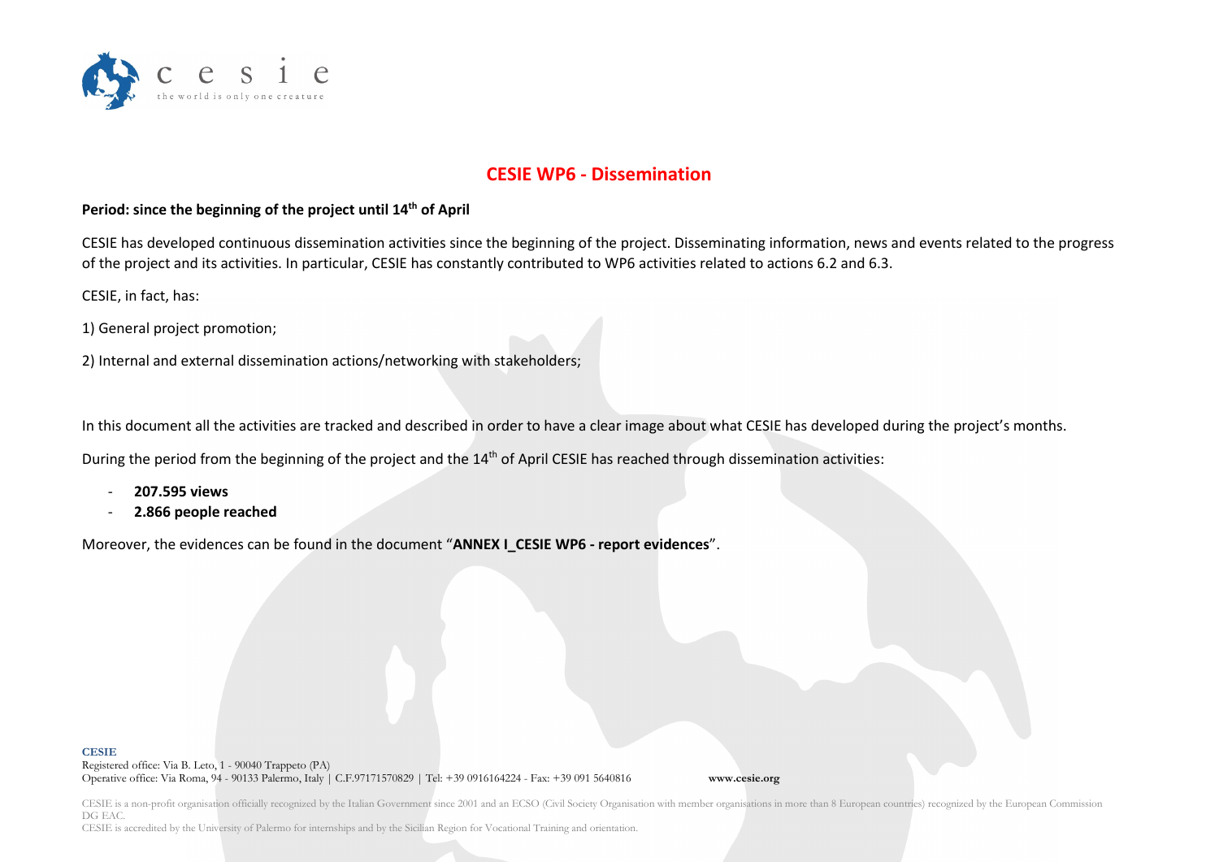# CESIE WP6 - Dissemination

**Period: since the beginning of the project until 14th of April**

CESIE has developed continuous dissemination activities since the beginning of the project. Disseminating information, news and events related to the progress of the project and its activities. In particular, CESIE has constantly contributed to WP6 activities related to actions 6.2 and 6.3.

CESIE, in fact, has:

1) General project promotion;

2) Internal and external dissemination actions/networking with stakeholders;

In this document all the activities are tracked and described in order to have a clear image about what CESIE has developed during the project's months.

During the period from the beginning of the project and the 14th of April CESIE has reached through dissemination activities:

- **207.595 views**
- **2.866 people reached**

Moreover, the evidences can be found in the document "**ANNEX I_CESIE WP6 - report evidences**".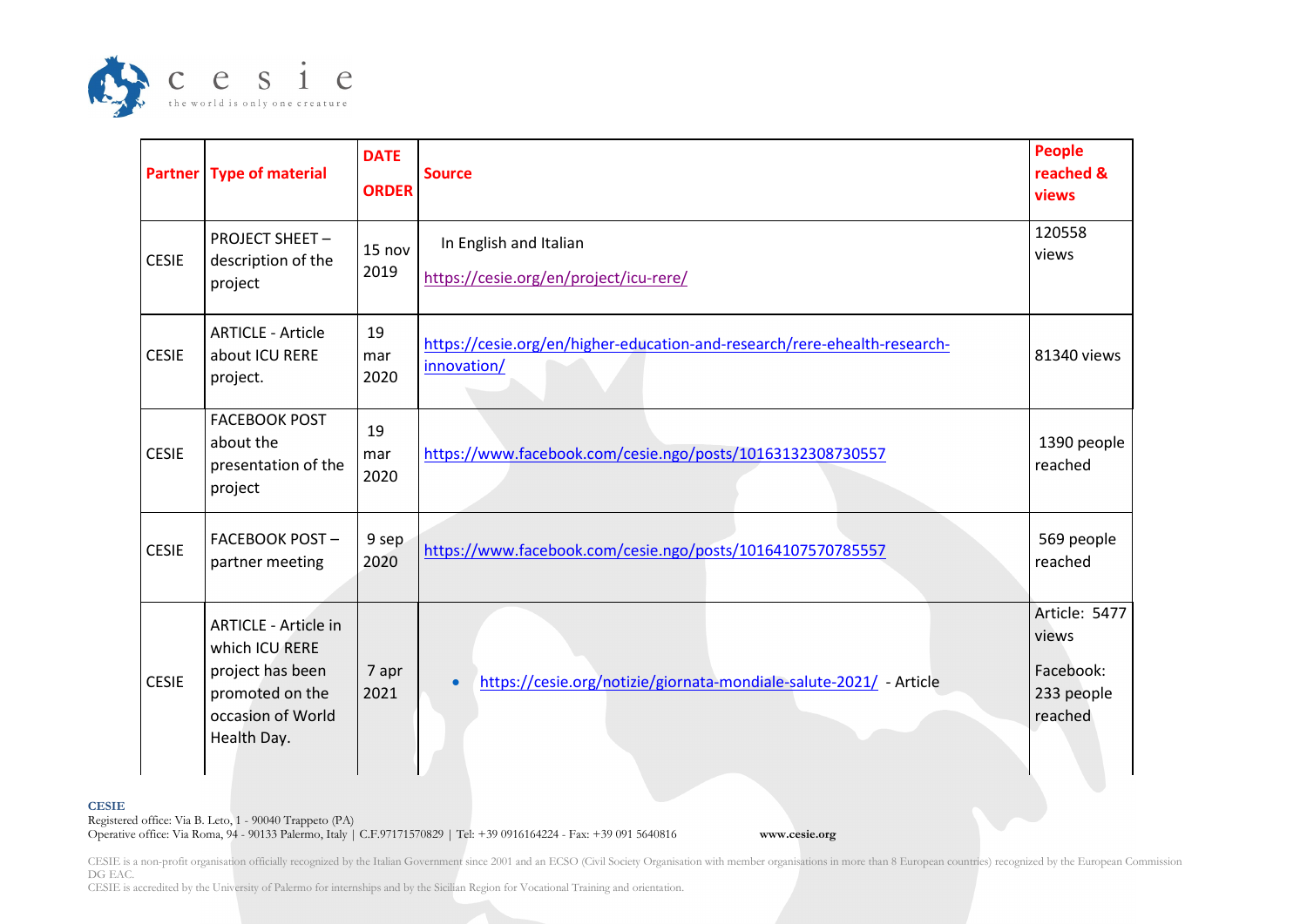| Partner | Type of material | DATE ORDER | Source | People reached & views |
|---|---|---|---|---|
| CESIE | PROJECT SHEET – description of the project | 15 nov 2019 | In English and Italian https://cesie.org/en/project/icu-rere/ | 120558 views |
| CESIE | ARTICLE - Article about ICU RERE project. | 19 mar 2020 | https://cesie.org/en/higher-education-and-research/rere-ehealth-research-innovation/ | 81340 views |
| CESIE | FACEBOOK POST about the presentation of the project | 19 mar 2020 | https://www.facebook.com/cesie.ngo/posts/10163132308730557 | 1390 people reached |
| CESIE | FACEBOOK POST – partner meeting | 9 sep 2020 | https://www.facebook.com/cesie.ngo/posts/10164107570785557 | 569 people reached |
| CESIE | ARTICLE - Article in which ICU RERE project has been promoted on the occasion of World Health Day. | 7 apr 2021 | • https://cesie.org/notizie/giornata-mondiale-salute-2021/ - Article | Article: 5477 views<br>Facebook: 233 people reached |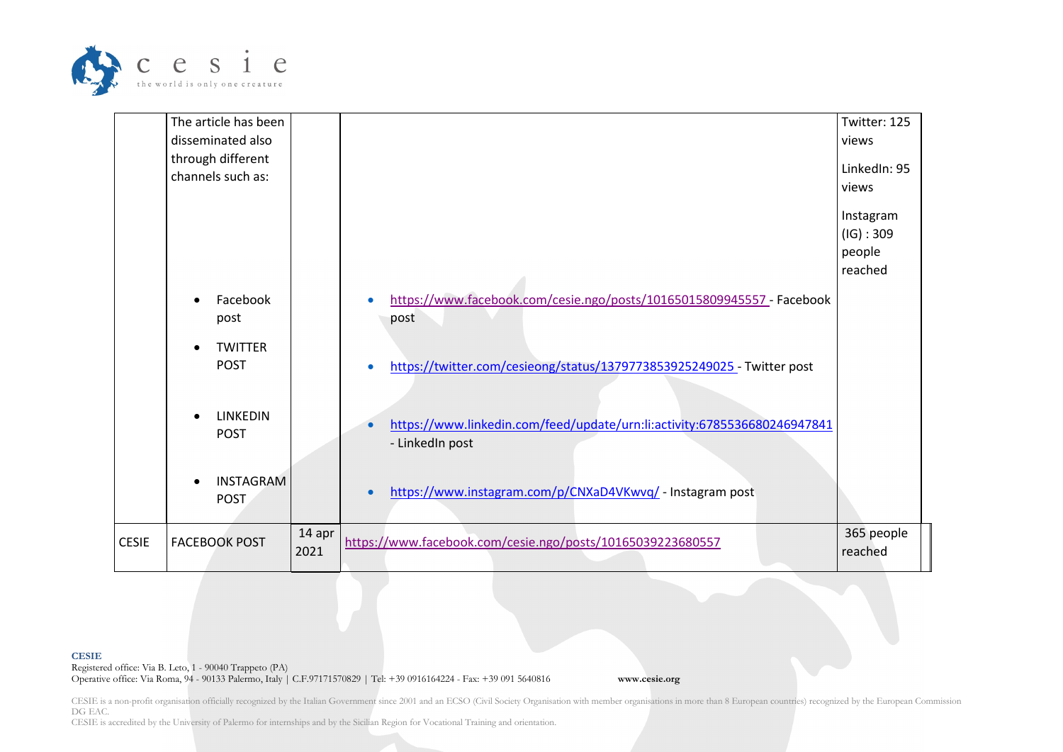| | | | | |
|---|---|---|---|---|
| | The article has been disseminated also through different channels such as:<br><br>• Facebook post<br>• TWITTER POST<br>• LINKEDIN POST<br>• INSTAGRAM POST | | • https://www.facebook.com/cesie.ngo/posts/10165015809945557 - Facebook post<br>• https://twitter.com/cesieong/status/1379773853925249025 - Twitter post<br>• https://www.linkedin.com/feed/update/urn:li:activity:6785536680246947841 - LinkedIn post<br>• https://www.instagram.com/p/CNXaD4VKwvq/ - Instagram post | Twitter: 125 views<br><br>LinkedIn: 95 views<br><br>Instagram (IG) : 309 people reached |
| CESIE | FACEBOOK POST | 14 apr 2021 | https://www.facebook.com/cesie.ngo/posts/10165039223680557 | 365 people reached |